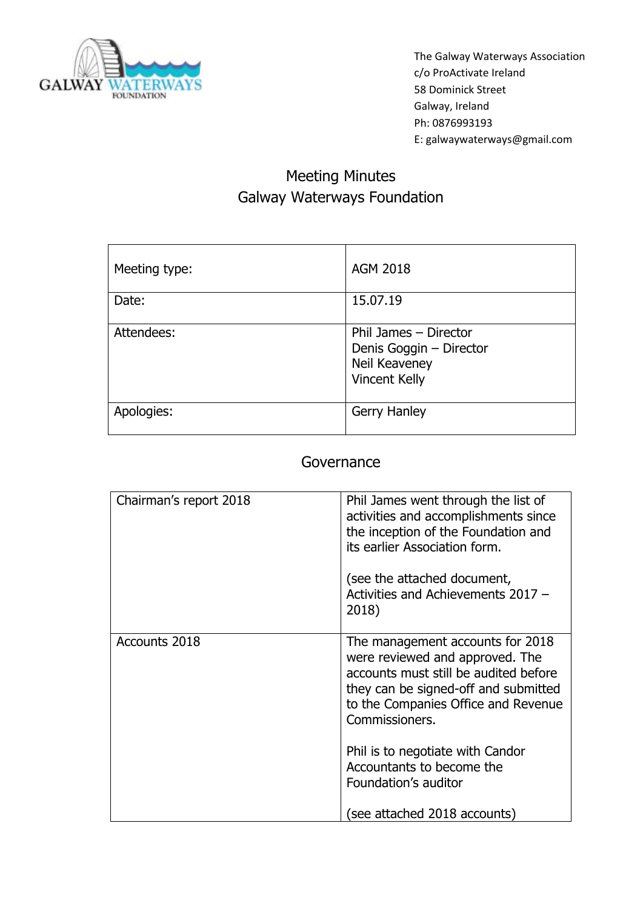The Galway Waterways Association
c/o ProActivate Ireland
58 Dominick Street
Galway, Ireland
Ph: 0876993193
E: galwaywaterways@gmail.com

# Meeting Minutes
## Galway Waterways Foundation

| | |
|---|---|
| Meeting type: | AGM 2018 |
| Date: | 15.07.19 |
| Attendees: | Phil James – Director<br>Denis Goggin – Director<br>Neil Keaveney<br>Vincent Kelly |
| Apologies: | Gerry Hanley |

## Governance

| | |
|---|---|
| Chairman's report 2018 | Phil James went through the list of activities and accomplishments since the inception of the Foundation and its earlier Association form.<br><br>(see the attached document, Activities and Achievements 2017 – 2018) |
| Accounts 2018 | The management accounts for 2018 were reviewed and approved. The accounts must still be audited before they can be signed-off and submitted to the Companies Office and Revenue Commissioners.<br><br>Phil is to negotiate with Candor Accountants to become the Foundation's auditor<br><br>(see attached 2018 accounts) |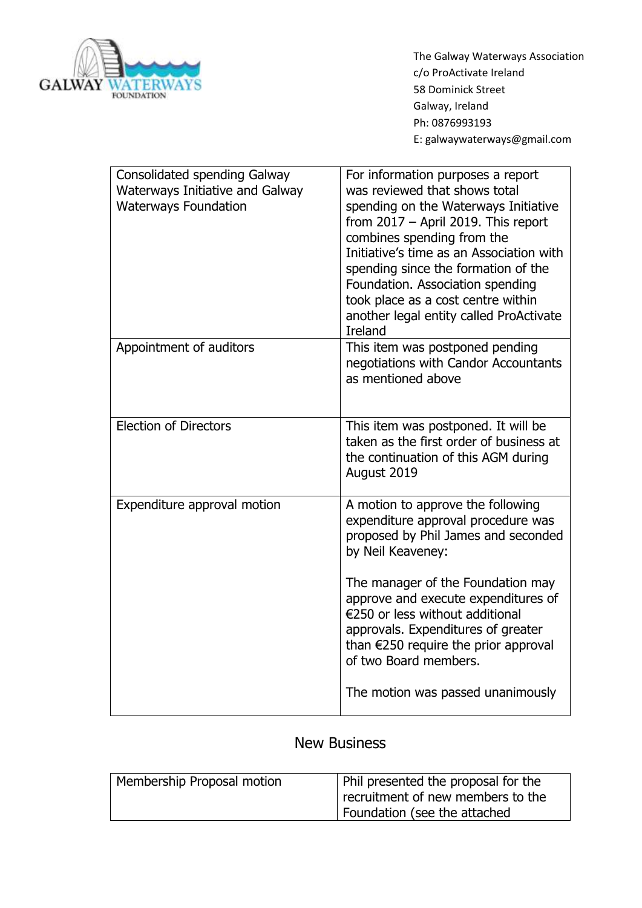The Galway Waterways Association
c/o ProActivate Ireland
58 Dominick Street
Galway, Ireland
Ph: 0876993193
E: galwaywaterways@gmail.com

| | |
|---|---|
| Consolidated spending Galway Waterways Initiative and Galway Waterways Foundation | For information purposes a report was reviewed that shows total spending on the Waterways Initiative from 2017 – April 2019. This report combines spending from the Initiative's time as an Association with spending since the formation of the Foundation. Association spending took place as a cost centre within another legal entity called ProActivate Ireland |
| Appointment of auditors | This item was postponed pending negotiations with Candor Accountants as mentioned above |
| Election of Directors | This item was postponed. It will be taken as the first order of business at the continuation of this AGM during August 2019 |
| Expenditure approval motion | A motion to approve the following expenditure approval procedure was proposed by Phil James and seconded by Neil Keaveney:<br><br>The manager of the Foundation may approve and execute expenditures of €250 or less without additional approvals. Expenditures of greater than €250 require the prior approval of two Board members.<br><br>The motion was passed unanimously |

## New Business

| | |
|---|---|
| Membership Proposal motion | Phil presented the proposal for the recruitment of new members to the Foundation (see the attached |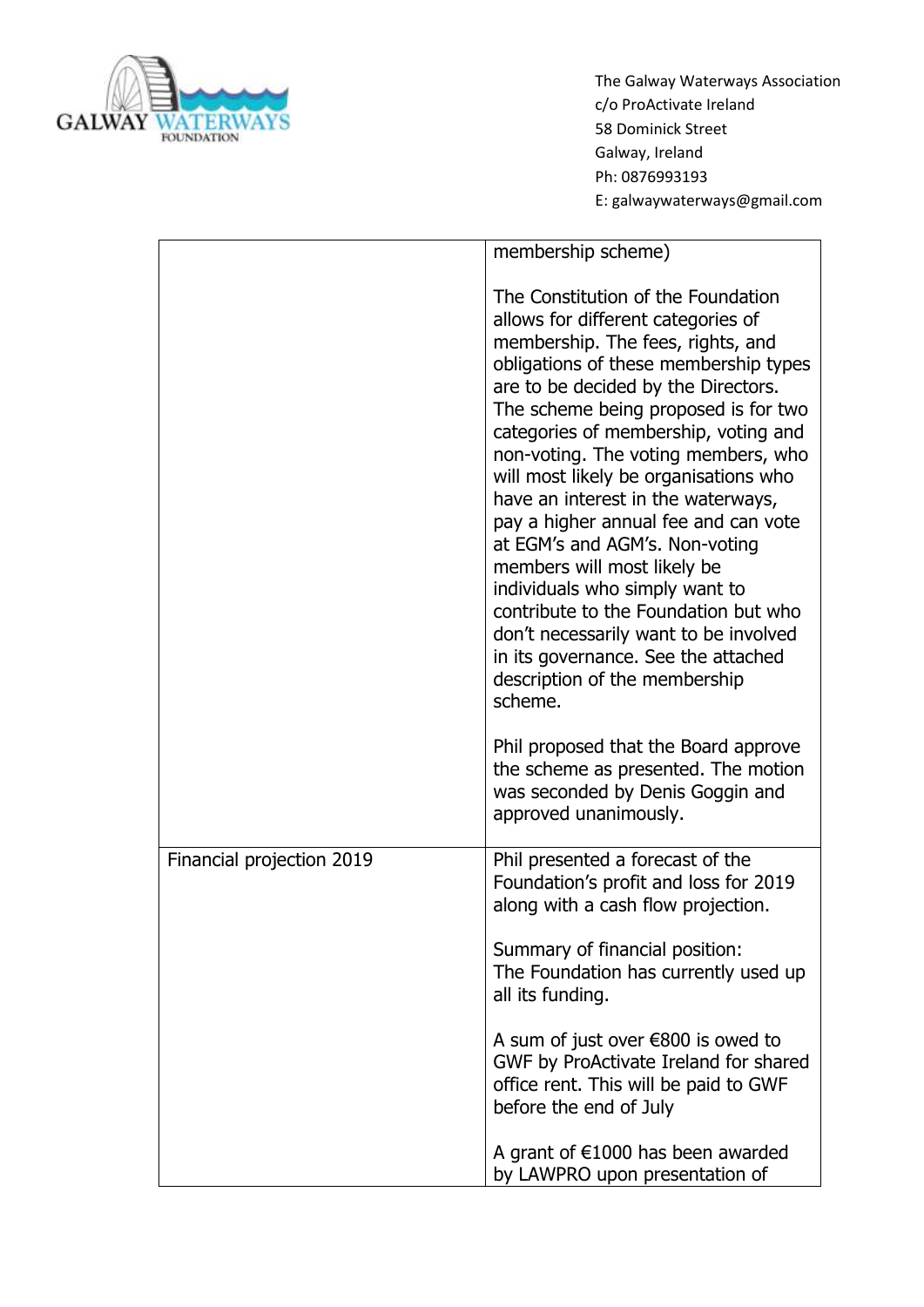The Galway Waterways Association
c/o ProActivate Ireland
58 Dominick Street
Galway, Ireland
Ph: 0876993193
E: galwaywaterways@gmail.com

| | |
|---|---|
| | membership scheme)<br><br>The Constitution of the Foundation allows for different categories of membership. The fees, rights, and obligations of these membership types are to be decided by the Directors. The scheme being proposed is for two categories of membership, voting and non-voting. The voting members, who will most likely be organisations who have an interest in the waterways, pay a higher annual fee and can vote at EGM's and AGM's. Non-voting members will most likely be individuals who simply want to contribute to the Foundation but who don't necessarily want to be involved in its governance. See the attached description of the membership scheme.<br><br>Phil proposed that the Board approve the scheme as presented. The motion was seconded by Denis Goggin and approved unanimously. |
| Financial projection 2019 | Phil presented a forecast of the Foundation's profit and loss for 2019 along with a cash flow projection.<br><br>Summary of financial position:<br>The Foundation has currently used up all its funding.<br><br>A sum of just over €800 is owed to GWF by ProActivate Ireland for shared office rent. This will be paid to GWF before the end of July<br><br>A grant of €1000 has been awarded by LAWPRO upon presentation of |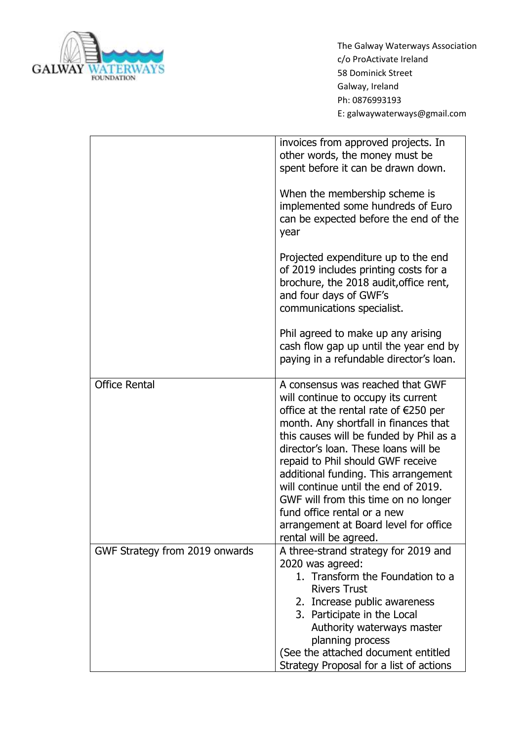The Galway Waterways Association
c/o ProActivate Ireland
58 Dominick Street
Galway, Ireland
Ph: 0876993193
E: galwaywaterways@gmail.com

| | |
|---|---|
| | invoices from approved projects. In other words, the money must be spent before it can be drawn down.<br><br>When the membership scheme is implemented some hundreds of Euro can be expected before the end of the year<br><br>Projected expenditure up to the end of 2019 includes printing costs for a brochure, the 2018 audit,office rent, and four days of GWF's communications specialist.<br><br>Phil agreed to make up any arising cash flow gap up until the year end by paying in a refundable director's loan. |
| Office Rental | A consensus was reached that GWF will continue to occupy its current office at the rental rate of €250 per month. Any shortfall in finances that this causes will be funded by Phil as a director's loan. These loans will be repaid to Phil should GWF receive additional funding. This arrangement will continue until the end of 2019. GWF will from this time on no longer fund office rental or a new arrangement at Board level for office rental will be agreed. |
| GWF Strategy from 2019 onwards | A three-strand strategy for 2019 and 2020 was agreed:<br>1. Transform the Foundation to a Rivers Trust<br>2. Increase public awareness<br>3. Participate in the Local Authority waterways master planning process<br>(See the attached document entitled Strategy Proposal for a list of actions |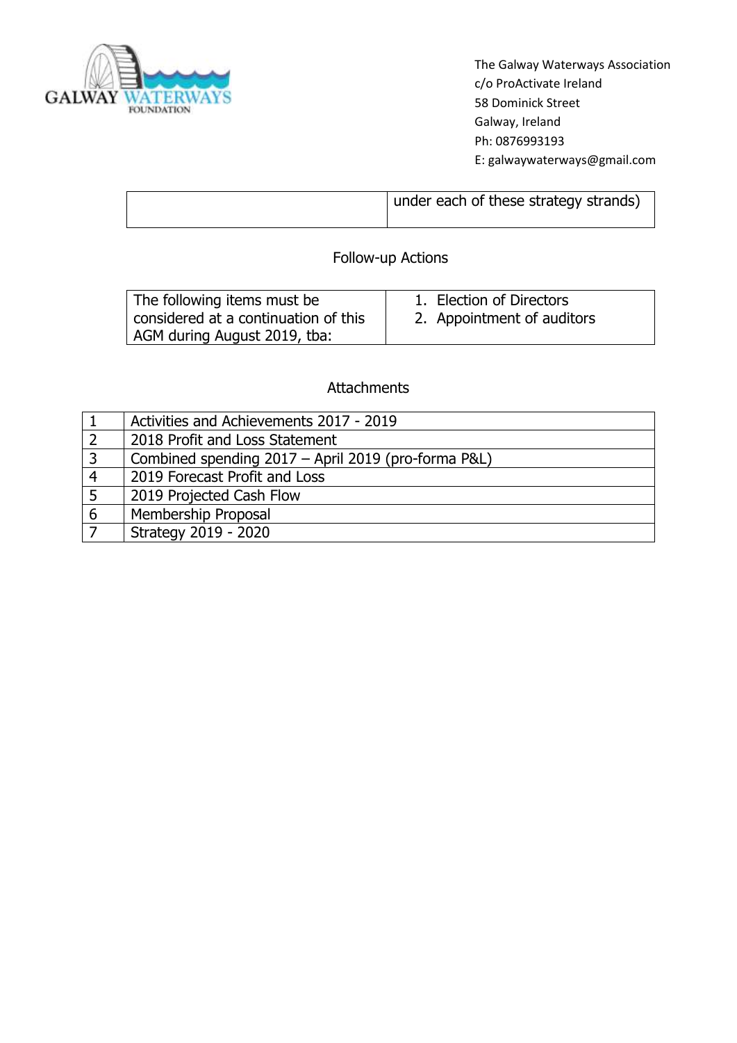The Galway Waterways Association
c/o ProActivate Ireland
58 Dominick Street
Galway, Ireland
Ph: 0876993193
E: galwaywaterways@gmail.com

| | |
|---|---|
| | under each of these strategy strands) |

## Follow-up Actions

| | |
|---|---|
| The following items must be considered at a continuation of this AGM during August 2019, tba: | 1. Election of Directors<br>2. Appointment of auditors |

## Attachments

| | |
|---|---|
| 1 | Activities and Achievements 2017 - 2019 |
| 2 | 2018 Profit and Loss Statement |
| 3 | Combined spending 2017 – April 2019 (pro-forma P&L) |
| 4 | 2019 Forecast Profit and Loss |
| 5 | 2019 Projected Cash Flow |
| 6 | Membership Proposal |
| 7 | Strategy 2019 - 2020 |